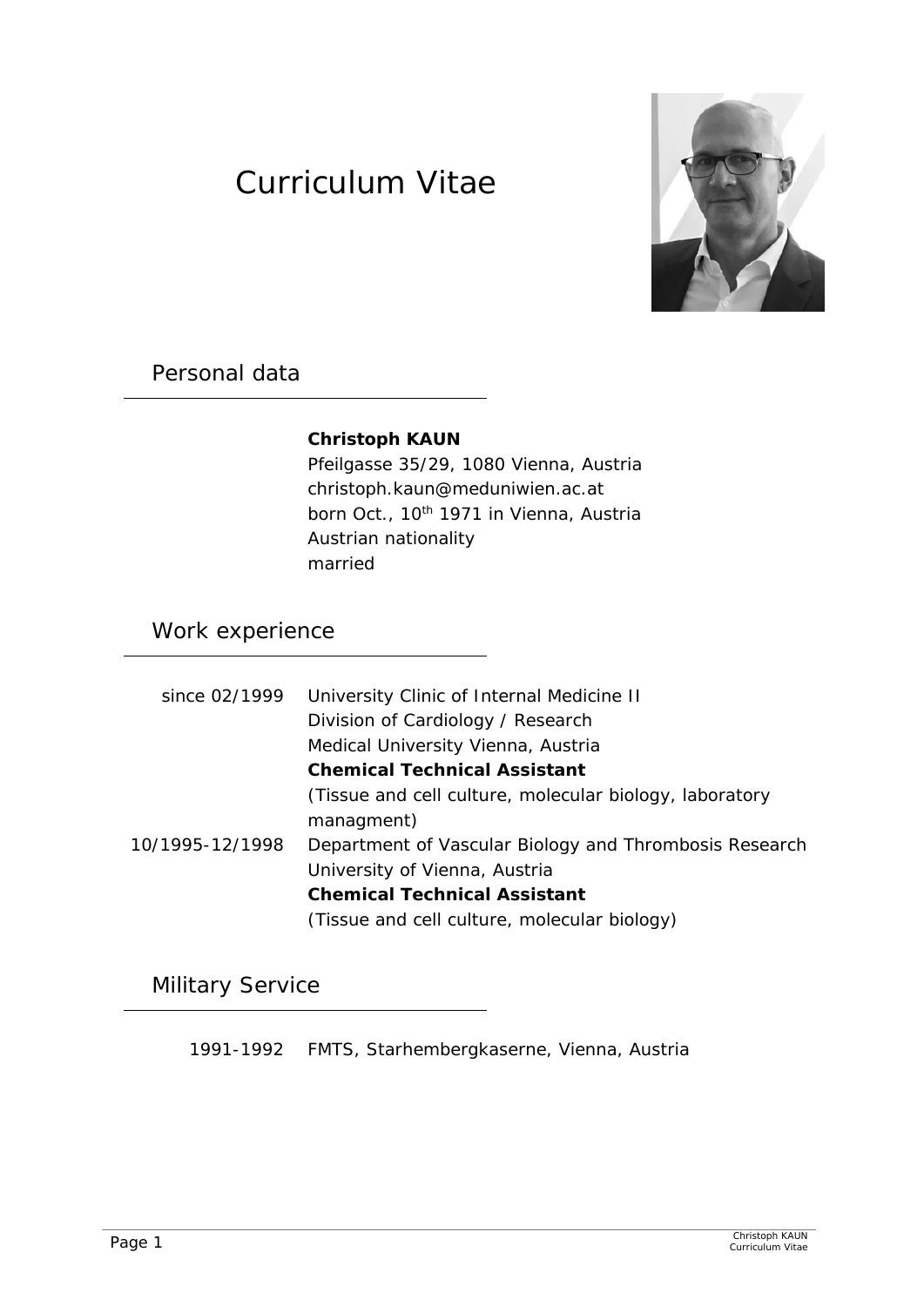# Curriculum Vitae

## Personal data

**Christoph KAUN**
Pfeilgasse 35/29, 1080 Vienna, Austria
christoph.kaun@meduniwien.ac.at
born Oct., 10th 1971 in Vienna, Austria
Austrian nationality
married

## Work experience

| | |
|---|---|
| since 02/1999 | University Clinic of Internal Medicine II<br>Division of Cardiology / Research<br>Medical University Vienna, Austria<br>**Chemical Technical Assistant**<br>(Tissue and cell culture, molecular biology, laboratory managment) |
| 10/1995-12/1998 | Department of Vascular Biology and Thrombosis Research<br>University of Vienna, Austria<br>**Chemical Technical Assistant**<br>(Tissue and cell culture, molecular biology) |

## Military Service

1991-1992 FMTS, Starhembergkaserne, Vienna, Austria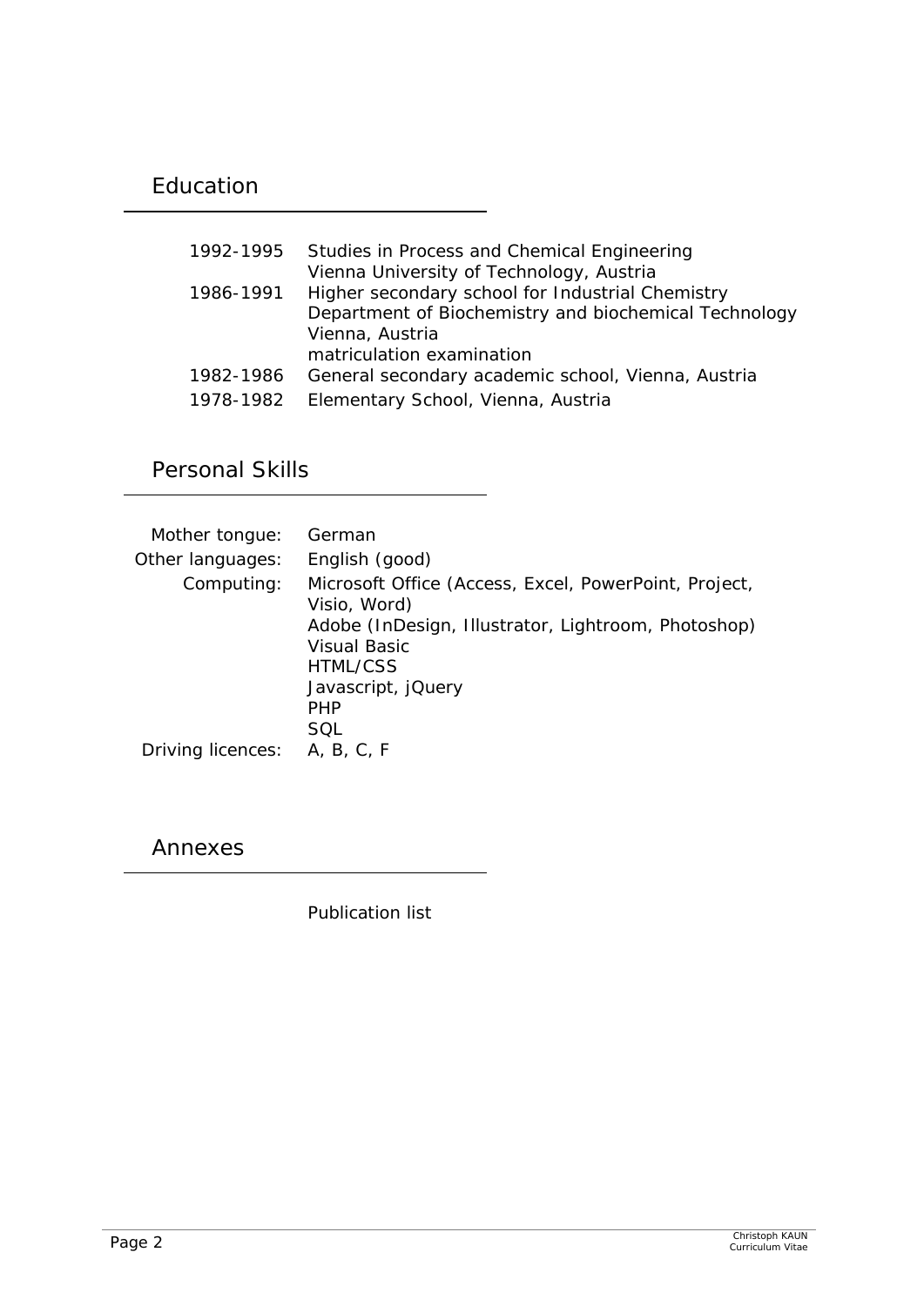## Education

| | |
|---|---|
| 1992-1995 | Studies in Process and Chemical Engineering<br>Vienna University of Technology, Austria |
| 1986-1991 | Higher secondary school for Industrial Chemistry<br>Department of Biochemistry and biochemical Technology<br>Vienna, Austria<br>matriculation examination |
| 1982-1986 | General secondary academic school, Vienna, Austria |
| 1978-1982 | Elementary School, Vienna, Austria |

## Personal Skills

| | |
|---|---|
| Mother tongue: | German |
| Other languages: | English (good) |
| Computing: | Microsoft Office (Access, Excel, PowerPoint, Project, Visio, Word)<br>Adobe (InDesign, Illustrator, Lightroom, Photoshop)<br>Visual Basic<br>HTML/CSS<br>Javascript, jQuery<br>PHP<br>SQL |
| Driving licences: | A, B, C, F |

## Annexes

Publication list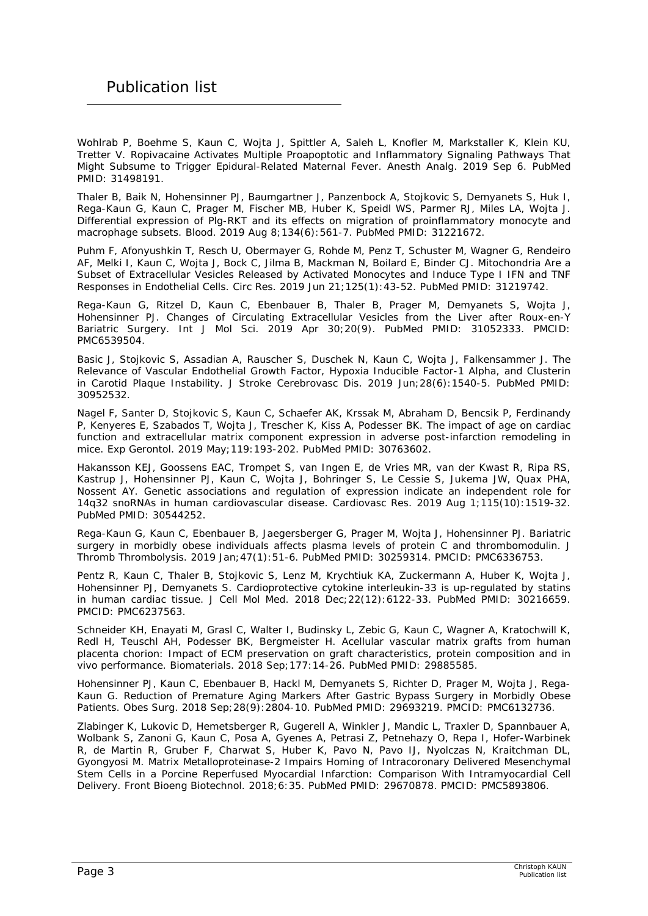# Publication list

Wohlrab P, Boehme S, Kaun C, Wojta J, Spittler A, Saleh L, Knofler M, Markstaller K, Klein KU, Tretter V. Ropivacaine Activates Multiple Proapoptotic and Inflammatory Signaling Pathways That Might Subsume to Trigger Epidural-Related Maternal Fever. Anesth Analg. 2019 Sep 6. PubMed PMID: 31498191.

Thaler B, Baik N, Hohensinner PJ, Baumgartner J, Panzenbock A, Stojkovic S, Demyanets S, Huk I, Rega-Kaun G, Kaun C, Prager M, Fischer MB, Huber K, Speidl WS, Parmer RJ, Miles LA, Wojta J. Differential expression of Plg-RKT and its effects on migration of proinflammatory monocyte and macrophage subsets. Blood. 2019 Aug 8;134(6):561-7. PubMed PMID: 31221672.

Puhm F, Afonyushkin T, Resch U, Obermayer G, Rohde M, Penz T, Schuster M, Wagner G, Rendeiro AF, Melki I, Kaun C, Wojta J, Bock C, Jilma B, Mackman N, Boilard E, Binder CJ. Mitochondria Are a Subset of Extracellular Vesicles Released by Activated Monocytes and Induce Type I IFN and TNF Responses in Endothelial Cells. Circ Res. 2019 Jun 21;125(1):43-52. PubMed PMID: 31219742.

Rega-Kaun G, Ritzel D, Kaun C, Ebenbauer B, Thaler B, Prager M, Demyanets S, Wojta J, Hohensinner PJ. Changes of Circulating Extracellular Vesicles from the Liver after Roux-en-Y Bariatric Surgery. Int J Mol Sci. 2019 Apr 30;20(9). PubMed PMID: 31052333. PMCID: PMC6539504.

Basic J, Stojkovic S, Assadian A, Rauscher S, Duschek N, Kaun C, Wojta J, Falkensammer J. The Relevance of Vascular Endothelial Growth Factor, Hypoxia Inducible Factor-1 Alpha, and Clusterin in Carotid Plaque Instability. J Stroke Cerebrovasc Dis. 2019 Jun;28(6):1540-5. PubMed PMID: 30952532.

Nagel F, Santer D, Stojkovic S, Kaun C, Schaefer AK, Krssak M, Abraham D, Bencsik P, Ferdinandy P, Kenyeres E, Szabados T, Wojta J, Trescher K, Kiss A, Podesser BK. The impact of age on cardiac function and extracellular matrix component expression in adverse post-infarction remodeling in mice. Exp Gerontol. 2019 May;119:193-202. PubMed PMID: 30763602.

Hakansson KEJ, Goossens EAC, Trompet S, van Ingen E, de Vries MR, van der Kwast R, Ripa RS, Kastrup J, Hohensinner PJ, Kaun C, Wojta J, Bohringer S, Le Cessie S, Jukema JW, Quax PHA, Nossent AY. Genetic associations and regulation of expression indicate an independent role for 14q32 snoRNAs in human cardiovascular disease. Cardiovasc Res. 2019 Aug 1;115(10):1519-32. PubMed PMID: 30544252.

Rega-Kaun G, Kaun C, Ebenbauer B, Jaegersberger G, Prager M, Wojta J, Hohensinner PJ. Bariatric surgery in morbidly obese individuals affects plasma levels of protein C and thrombomodulin. J Thromb Thrombolysis. 2019 Jan;47(1):51-6. PubMed PMID: 30259314. PMCID: PMC6336753.

Pentz R, Kaun C, Thaler B, Stojkovic S, Lenz M, Krychtiuk KA, Zuckermann A, Huber K, Wojta J, Hohensinner PJ, Demyanets S. Cardioprotective cytokine interleukin-33 is up-regulated by statins in human cardiac tissue. J Cell Mol Med. 2018 Dec;22(12):6122-33. PubMed PMID: 30216659. PMCID: PMC6237563.

Schneider KH, Enayati M, Grasl C, Walter I, Budinsky L, Zebic G, Kaun C, Wagner A, Kratochwill K, Redl H, Teuschl AH, Podesser BK, Bergmeister H. Acellular vascular matrix grafts from human placenta chorion: Impact of ECM preservation on graft characteristics, protein composition and in vivo performance. Biomaterials. 2018 Sep;177:14-26. PubMed PMID: 29885585.

Hohensinner PJ, Kaun C, Ebenbauer B, Hackl M, Demyanets S, Richter D, Prager M, Wojta J, Rega-Kaun G. Reduction of Premature Aging Markers After Gastric Bypass Surgery in Morbidly Obese Patients. Obes Surg. 2018 Sep;28(9):2804-10. PubMed PMID: 29693219. PMCID: PMC6132736.

Zlabinger K, Lukovic D, Hemetsberger R, Gugerell A, Winkler J, Mandic L, Traxler D, Spannbauer A, Wolbank S, Zanoni G, Kaun C, Posa A, Gyenes A, Petrasi Z, Petnehazy O, Repa I, Hofer-Warbinek R, de Martin R, Gruber F, Charwat S, Huber K, Pavo N, Pavo IJ, Nyolczas N, Kraitchman DL, Gyongyosi M. Matrix Metalloproteinase-2 Impairs Homing of Intracoronary Delivered Mesenchymal Stem Cells in a Porcine Reperfused Myocardial Infarction: Comparison With Intramyocardial Cell Delivery. Front Bioeng Biotechnol. 2018;6:35. PubMed PMID: 29670878. PMCID: PMC5893806.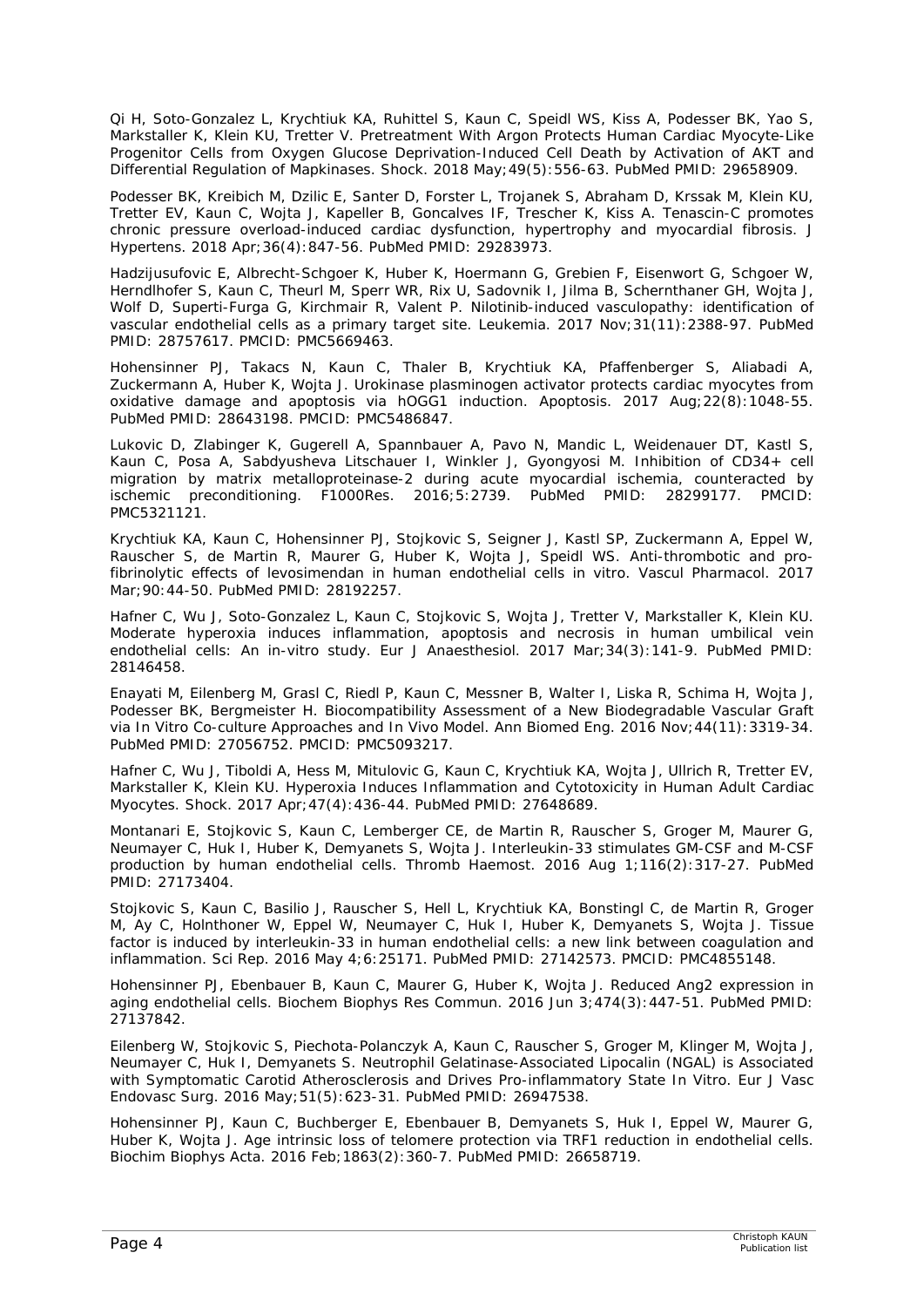Qi H, Soto-Gonzalez L, Krychtiuk KA, Ruhittel S, Kaun C, Speidl WS, Kiss A, Podesser BK, Yao S, Markstaller K, Klein KU, Tretter V. Pretreatment With Argon Protects Human Cardiac Myocyte-Like Progenitor Cells from Oxygen Glucose Deprivation-Induced Cell Death by Activation of AKT and Differential Regulation of Mapkinases. Shock. 2018 May;49(5):556-63. PubMed PMID: 29658909.

Podesser BK, Kreibich M, Dzilic E, Santer D, Forster L, Trojanek S, Abraham D, Krssak M, Klein KU, Tretter EV, Kaun C, Wojta J, Kapeller B, Goncalves IF, Trescher K, Kiss A. Tenascin-C promotes chronic pressure overload-induced cardiac dysfunction, hypertrophy and myocardial fibrosis. J Hypertens. 2018 Apr;36(4):847-56. PubMed PMID: 29283973.

Hadzijusufovic E, Albrecht-Schgoer K, Huber K, Hoermann G, Grebien F, Eisenwort G, Schgoer W, Herndlhofer S, Kaun C, Theurl M, Sperr WR, Rix U, Sadovnik I, Jilma B, Schernthaner GH, Wojta J, Wolf D, Superti-Furga G, Kirchmair R, Valent P. Nilotinib-induced vasculopathy: identification of vascular endothelial cells as a primary target site. Leukemia. 2017 Nov;31(11):2388-97. PubMed PMID: 28757617. PMCID: PMC5669463.

Hohensinner PJ, Takacs N, Kaun C, Thaler B, Krychtiuk KA, Pfaffenberger S, Aliabadi A, Zuckermann A, Huber K, Wojta J. Urokinase plasminogen activator protects cardiac myocytes from oxidative damage and apoptosis via hOGG1 induction. Apoptosis. 2017 Aug;22(8):1048-55. PubMed PMID: 28643198. PMCID: PMC5486847.

Lukovic D, Zlabinger K, Gugerell A, Spannbauer A, Pavo N, Mandic L, Weidenauer DT, Kastl S, Kaun C, Posa A, Sabdyusheva Litschauer I, Winkler J, Gyongyosi M. Inhibition of CD34+ cell migration by matrix metalloproteinase-2 during acute myocardial ischemia, counteracted by ischemic preconditioning. F1000Res. 2016;5:2739. PubMed PMID: 28299177. PMCID: PMC5321121.

Krychtiuk KA, Kaun C, Hohensinner PJ, Stojkovic S, Seigner J, Kastl SP, Zuckermann A, Eppel W, Rauscher S, de Martin R, Maurer G, Huber K, Wojta J, Speidl WS. Anti-thrombotic and pro-fibrinolytic effects of levosimendan in human endothelial cells in vitro. Vascul Pharmacol. 2017 Mar;90:44-50. PubMed PMID: 28192257.

Hafner C, Wu J, Soto-Gonzalez L, Kaun C, Stojkovic S, Wojta J, Tretter V, Markstaller K, Klein KU. Moderate hyperoxia induces inflammation, apoptosis and necrosis in human umbilical vein endothelial cells: An in-vitro study. Eur J Anaesthesiol. 2017 Mar;34(3):141-9. PubMed PMID: 28146458.

Enayati M, Eilenberg M, Grasl C, Riedl P, Kaun C, Messner B, Walter I, Liska R, Schima H, Wojta J, Podesser BK, Bergmeister H. Biocompatibility Assessment of a New Biodegradable Vascular Graft via In Vitro Co-culture Approaches and In Vivo Model. Ann Biomed Eng. 2016 Nov;44(11):3319-34. PubMed PMID: 27056752. PMCID: PMC5093217.

Hafner C, Wu J, Tiboldi A, Hess M, Mitulovic G, Kaun C, Krychtiuk KA, Wojta J, Ullrich R, Tretter EV, Markstaller K, Klein KU. Hyperoxia Induces Inflammation and Cytotoxicity in Human Adult Cardiac Myocytes. Shock. 2017 Apr;47(4):436-44. PubMed PMID: 27648689.

Montanari E, Stojkovic S, Kaun C, Lemberger CE, de Martin R, Rauscher S, Groger M, Maurer G, Neumayer C, Huk I, Huber K, Demyanets S, Wojta J. Interleukin-33 stimulates GM-CSF and M-CSF production by human endothelial cells. Thromb Haemost. 2016 Aug 1;116(2):317-27. PubMed PMID: 27173404.

Stojkovic S, Kaun C, Basilio J, Rauscher S, Hell L, Krychtiuk KA, Bonstingl C, de Martin R, Groger M, Ay C, Holnthoner W, Eppel W, Neumayer C, Huk I, Huber K, Demyanets S, Wojta J. Tissue factor is induced by interleukin-33 in human endothelial cells: a new link between coagulation and inflammation. Sci Rep. 2016 May 4;6:25171. PubMed PMID: 27142573. PMCID: PMC4855148.

Hohensinner PJ, Ebenbauer B, Kaun C, Maurer G, Huber K, Wojta J. Reduced Ang2 expression in aging endothelial cells. Biochem Biophys Res Commun. 2016 Jun 3;474(3):447-51. PubMed PMID: 27137842.

Eilenberg W, Stojkovic S, Piechota-Polanczyk A, Kaun C, Rauscher S, Groger M, Klinger M, Wojta J, Neumayer C, Huk I, Demyanets S. Neutrophil Gelatinase-Associated Lipocalin (NGAL) is Associated with Symptomatic Carotid Atherosclerosis and Drives Pro-inflammatory State In Vitro. Eur J Vasc Endovasc Surg. 2016 May;51(5):623-31. PubMed PMID: 26947538.

Hohensinner PJ, Kaun C, Buchberger E, Ebenbauer B, Demyanets S, Huk I, Eppel W, Maurer G, Huber K, Wojta J. Age intrinsic loss of telomere protection via TRF1 reduction in endothelial cells. Biochim Biophys Acta. 2016 Feb;1863(2):360-7. PubMed PMID: 26658719.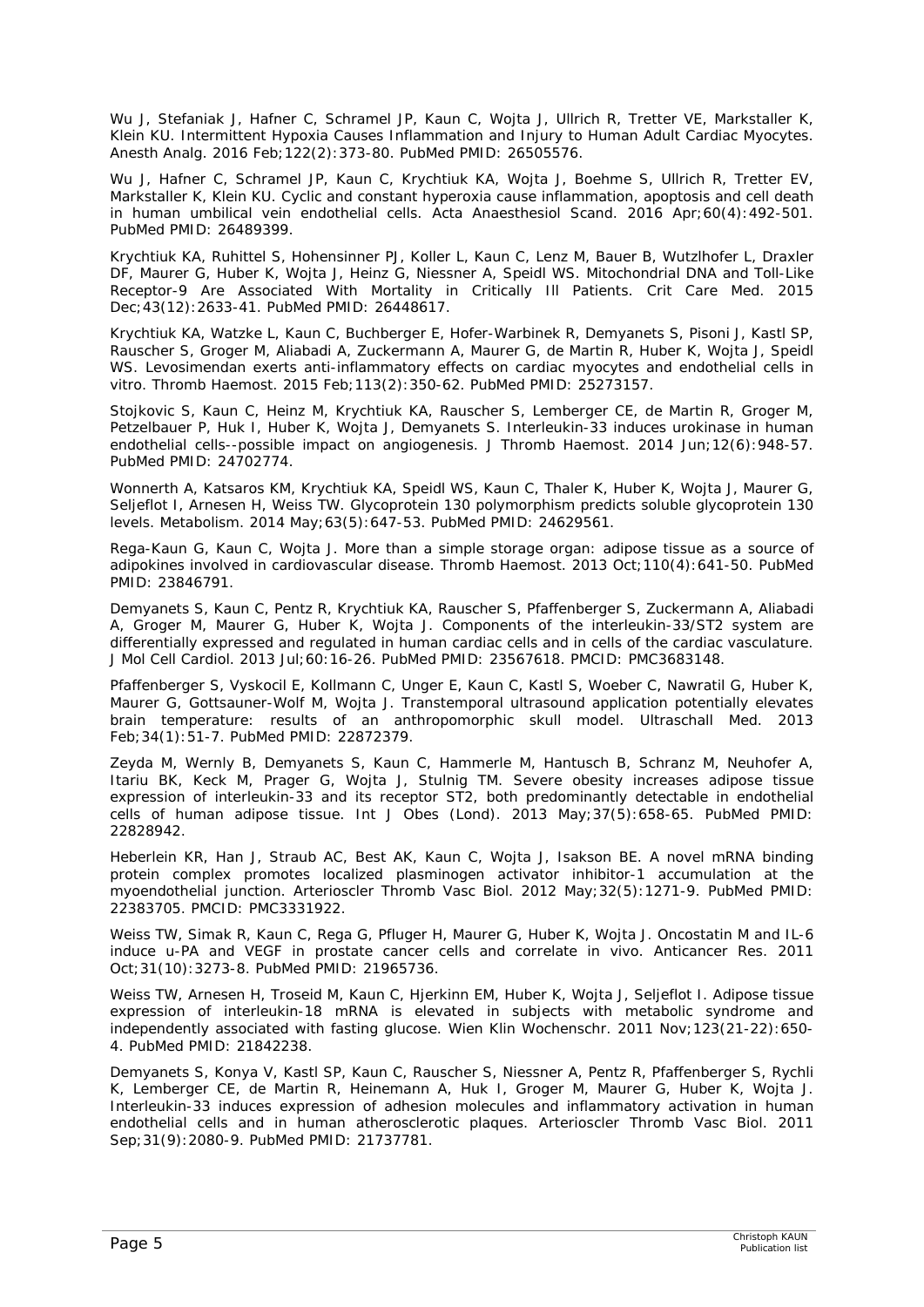Wu J, Stefaniak J, Hafner C, Schramel JP, Kaun C, Wojta J, Ullrich R, Tretter VE, Markstaller K, Klein KU. Intermittent Hypoxia Causes Inflammation and Injury to Human Adult Cardiac Myocytes. Anesth Analg. 2016 Feb;122(2):373-80. PubMed PMID: 26505576.

Wu J, Hafner C, Schramel JP, Kaun C, Krychtiuk KA, Wojta J, Boehme S, Ullrich R, Tretter EV, Markstaller K, Klein KU. Cyclic and constant hyperoxia cause inflammation, apoptosis and cell death in human umbilical vein endothelial cells. Acta Anaesthesiol Scand. 2016 Apr;60(4):492-501. PubMed PMID: 26489399.

Krychtiuk KA, Ruhittel S, Hohensinner PJ, Koller L, Kaun C, Lenz M, Bauer B, Wutzlhofer L, Draxler DF, Maurer G, Huber K, Wojta J, Heinz G, Niessner A, Speidl WS. Mitochondrial DNA and Toll-Like Receptor-9 Are Associated With Mortality in Critically Ill Patients. Crit Care Med. 2015 Dec;43(12):2633-41. PubMed PMID: 26448617.

Krychtiuk KA, Watzke L, Kaun C, Buchberger E, Hofer-Warbinek R, Demyanets S, Pisoni J, Kastl SP, Rauscher S, Groger M, Aliabadi A, Zuckermann A, Maurer G, de Martin R, Huber K, Wojta J, Speidl WS. Levosimendan exerts anti-inflammatory effects on cardiac myocytes and endothelial cells in vitro. Thromb Haemost. 2015 Feb;113(2):350-62. PubMed PMID: 25273157.

Stojkovic S, Kaun C, Heinz M, Krychtiuk KA, Rauscher S, Lemberger CE, de Martin R, Groger M, Petzelbauer P, Huk I, Huber K, Wojta J, Demyanets S. Interleukin-33 induces urokinase in human endothelial cells--possible impact on angiogenesis. J Thromb Haemost. 2014 Jun;12(6):948-57. PubMed PMID: 24702774.

Wonnerth A, Katsaros KM, Krychtiuk KA, Speidl WS, Kaun C, Thaler K, Huber K, Wojta J, Maurer G, Seljeflot I, Arnesen H, Weiss TW. Glycoprotein 130 polymorphism predicts soluble glycoprotein 130 levels. Metabolism. 2014 May;63(5):647-53. PubMed PMID: 24629561.

Rega-Kaun G, Kaun C, Wojta J. More than a simple storage organ: adipose tissue as a source of adipokines involved in cardiovascular disease. Thromb Haemost. 2013 Oct;110(4):641-50. PubMed PMID: 23846791.

Demyanets S, Kaun C, Pentz R, Krychtiuk KA, Rauscher S, Pfaffenberger S, Zuckermann A, Aliabadi A, Groger M, Maurer G, Huber K, Wojta J. Components of the interleukin-33/ST2 system are differentially expressed and regulated in human cardiac cells and in cells of the cardiac vasculature. J Mol Cell Cardiol. 2013 Jul;60:16-26. PubMed PMID: 23567618. PMCID: PMC3683148.

Pfaffenberger S, Vyskocil E, Kollmann C, Unger E, Kaun C, Kastl S, Woeber C, Nawratil G, Huber K, Maurer G, Gottsauner-Wolf M, Wojta J. Transtemporal ultrasound application potentially elevates brain temperature: results of an anthropomorphic skull model. Ultraschall Med. 2013 Feb;34(1):51-7. PubMed PMID: 22872379.

Zeyda M, Wernly B, Demyanets S, Kaun C, Hammerle M, Hantusch B, Schranz M, Neuhofer A, Itariu BK, Keck M, Prager G, Wojta J, Stulnig TM. Severe obesity increases adipose tissue expression of interleukin-33 and its receptor ST2, both predominantly detectable in endothelial cells of human adipose tissue. Int J Obes (Lond). 2013 May;37(5):658-65. PubMed PMID: 22828942.

Heberlein KR, Han J, Straub AC, Best AK, Kaun C, Wojta J, Isakson BE. A novel mRNA binding protein complex promotes localized plasminogen activator inhibitor-1 accumulation at the myoendothelial junction. Arterioscler Thromb Vasc Biol. 2012 May;32(5):1271-9. PubMed PMID: 22383705. PMCID: PMC3331922.

Weiss TW, Simak R, Kaun C, Rega G, Pfluger H, Maurer G, Huber K, Wojta J. Oncostatin M and IL-6 induce u-PA and VEGF in prostate cancer cells and correlate in vivo. Anticancer Res. 2011 Oct;31(10):3273-8. PubMed PMID: 21965736.

Weiss TW, Arnesen H, Troseid M, Kaun C, Hjerkinn EM, Huber K, Wojta J, Seljeflot I. Adipose tissue expression of interleukin-18 mRNA is elevated in subjects with metabolic syndrome and independently associated with fasting glucose. Wien Klin Wochenschr. 2011 Nov;123(21-22):650-4. PubMed PMID: 21842238.

Demyanets S, Konya V, Kastl SP, Kaun C, Rauscher S, Niessner A, Pentz R, Pfaffenberger S, Rychli K, Lemberger CE, de Martin R, Heinemann A, Huk I, Groger M, Maurer G, Huber K, Wojta J. Interleukin-33 induces expression of adhesion molecules and inflammatory activation in human endothelial cells and in human atherosclerotic plaques. Arterioscler Thromb Vasc Biol. 2011 Sep;31(9):2080-9. PubMed PMID: 21737781.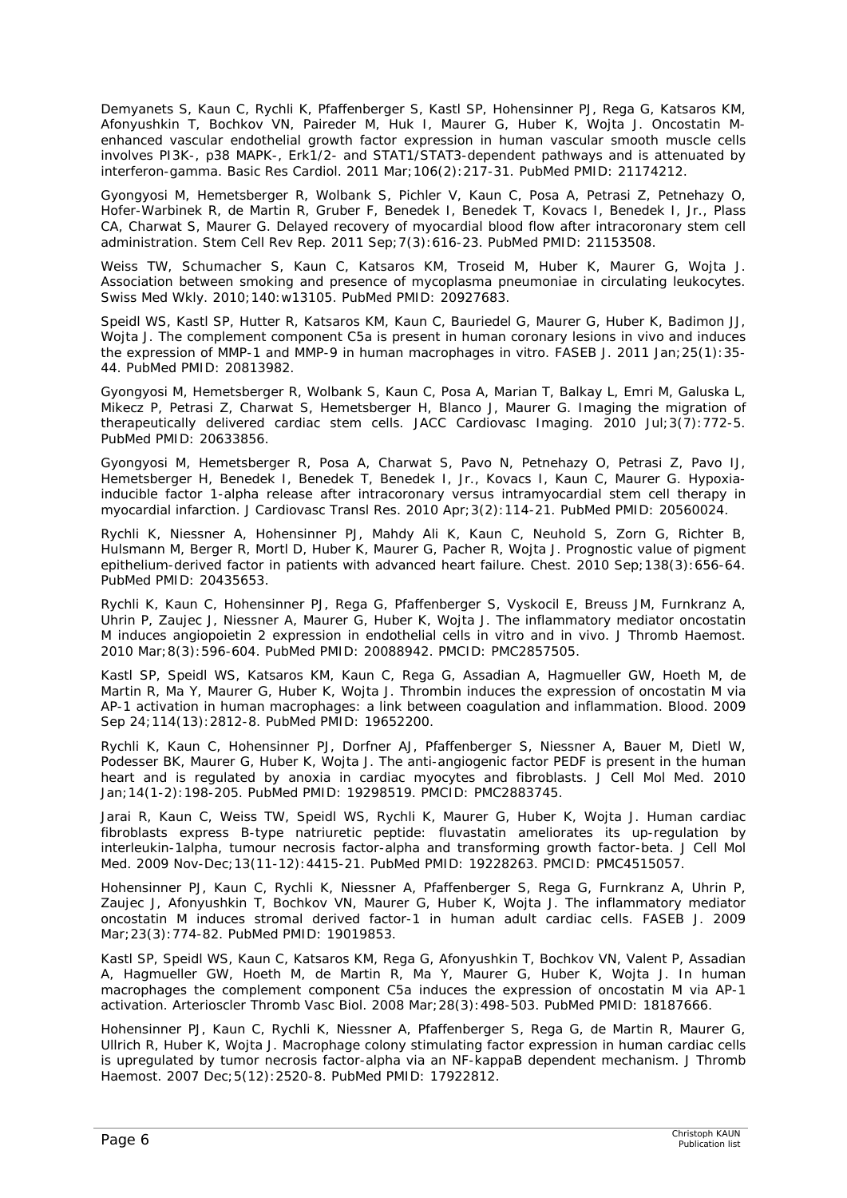Demyanets S, Kaun C, Rychli K, Pfaffenberger S, Kastl SP, Hohensinner PJ, Rega G, Katsaros KM, Afonyushkin T, Bochkov VN, Paireder M, Huk I, Maurer G, Huber K, Wojta J. Oncostatin M-enhanced vascular endothelial growth factor expression in human vascular smooth muscle cells involves PI3K-, p38 MAPK-, Erk1/2- and STAT1/STAT3-dependent pathways and is attenuated by interferon-gamma. Basic Res Cardiol. 2011 Mar;106(2):217-31. PubMed PMID: 21174212.

Gyongyosi M, Hemetsberger R, Wolbank S, Pichler V, Kaun C, Posa A, Petrasi Z, Petnehazy O, Hofer-Warbinek R, de Martin R, Gruber F, Benedek I, Benedek T, Kovacs I, Benedek I, Jr., Plass CA, Charwat S, Maurer G. Delayed recovery of myocardial blood flow after intracoronary stem cell administration. Stem Cell Rev Rep. 2011 Sep;7(3):616-23. PubMed PMID: 21153508.

Weiss TW, Schumacher S, Kaun C, Katsaros KM, Troseid M, Huber K, Maurer G, Wojta J. Association between smoking and presence of mycoplasma pneumoniae in circulating leukocytes. Swiss Med Wkly. 2010;140:w13105. PubMed PMID: 20927683.

Speidl WS, Kastl SP, Hutter R, Katsaros KM, Kaun C, Bauriedel G, Maurer G, Huber K, Badimon JJ, Wojta J. The complement component C5a is present in human coronary lesions in vivo and induces the expression of MMP-1 and MMP-9 in human macrophages in vitro. FASEB J. 2011 Jan;25(1):35-44. PubMed PMID: 20813982.

Gyongyosi M, Hemetsberger R, Wolbank S, Kaun C, Posa A, Marian T, Balkay L, Emri M, Galuska L, Mikecz P, Petrasi Z, Charwat S, Hemetsberger H, Blanco J, Maurer G. Imaging the migration of therapeutically delivered cardiac stem cells. JACC Cardiovasc Imaging. 2010 Jul;3(7):772-5. PubMed PMID: 20633856.

Gyongyosi M, Hemetsberger R, Posa A, Charwat S, Pavo N, Petnehazy O, Petrasi Z, Pavo IJ, Hemetsberger H, Benedek I, Benedek T, Benedek I, Jr., Kovacs I, Kaun C, Maurer G. Hypoxia-inducible factor 1-alpha release after intracoronary versus intramyocardial stem cell therapy in myocardial infarction. J Cardiovasc Transl Res. 2010 Apr;3(2):114-21. PubMed PMID: 20560024.

Rychli K, Niessner A, Hohensinner PJ, Mahdy Ali K, Kaun C, Neuhold S, Zorn G, Richter B, Hulsmann M, Berger R, Mortl D, Huber K, Maurer G, Pacher R, Wojta J. Prognostic value of pigment epithelium-derived factor in patients with advanced heart failure. Chest. 2010 Sep;138(3):656-64. PubMed PMID: 20435653.

Rychli K, Kaun C, Hohensinner PJ, Rega G, Pfaffenberger S, Vyskocil E, Breuss JM, Furnkranz A, Uhrin P, Zaujec J, Niessner A, Maurer G, Huber K, Wojta J. The inflammatory mediator oncostatin M induces angiopoietin 2 expression in endothelial cells in vitro and in vivo. J Thromb Haemost. 2010 Mar;8(3):596-604. PubMed PMID: 20088942. PMCID: PMC2857505.

Kastl SP, Speidl WS, Katsaros KM, Kaun C, Rega G, Assadian A, Hagmueller GW, Hoeth M, de Martin R, Ma Y, Maurer G, Huber K, Wojta J. Thrombin induces the expression of oncostatin M via AP-1 activation in human macrophages: a link between coagulation and inflammation. Blood. 2009 Sep 24;114(13):2812-8. PubMed PMID: 19652200.

Rychli K, Kaun C, Hohensinner PJ, Dorfner AJ, Pfaffenberger S, Niessner A, Bauer M, Dietl W, Podesser BK, Maurer G, Huber K, Wojta J. The anti-angiogenic factor PEDF is present in the human heart and is regulated by anoxia in cardiac myocytes and fibroblasts. J Cell Mol Med. 2010 Jan;14(1-2):198-205. PubMed PMID: 19298519. PMCID: PMC2883745.

Jarai R, Kaun C, Weiss TW, Speidl WS, Rychli K, Maurer G, Huber K, Wojta J. Human cardiac fibroblasts express B-type natriuretic peptide: fluvastatin ameliorates its up-regulation by interleukin-1alpha, tumour necrosis factor-alpha and transforming growth factor-beta. J Cell Mol Med. 2009 Nov-Dec;13(11-12):4415-21. PubMed PMID: 19228263. PMCID: PMC4515057.

Hohensinner PJ, Kaun C, Rychli K, Niessner A, Pfaffenberger S, Rega G, Furnkranz A, Uhrin P, Zaujec J, Afonyushkin T, Bochkov VN, Maurer G, Huber K, Wojta J. The inflammatory mediator oncostatin M induces stromal derived factor-1 in human adult cardiac cells. FASEB J. 2009 Mar;23(3):774-82. PubMed PMID: 19019853.

Kastl SP, Speidl WS, Kaun C, Katsaros KM, Rega G, Afonyushkin T, Bochkov VN, Valent P, Assadian A, Hagmueller GW, Hoeth M, de Martin R, Ma Y, Maurer G, Huber K, Wojta J. In human macrophages the complement component C5a induces the expression of oncostatin M via AP-1 activation. Arterioscler Thromb Vasc Biol. 2008 Mar;28(3):498-503. PubMed PMID: 18187666.

Hohensinner PJ, Kaun C, Rychli K, Niessner A, Pfaffenberger S, Rega G, de Martin R, Maurer G, Ullrich R, Huber K, Wojta J. Macrophage colony stimulating factor expression in human cardiac cells is upregulated by tumor necrosis factor-alpha via an NF-kappaB dependent mechanism. J Thromb Haemost. 2007 Dec;5(12):2520-8. PubMed PMID: 17922812.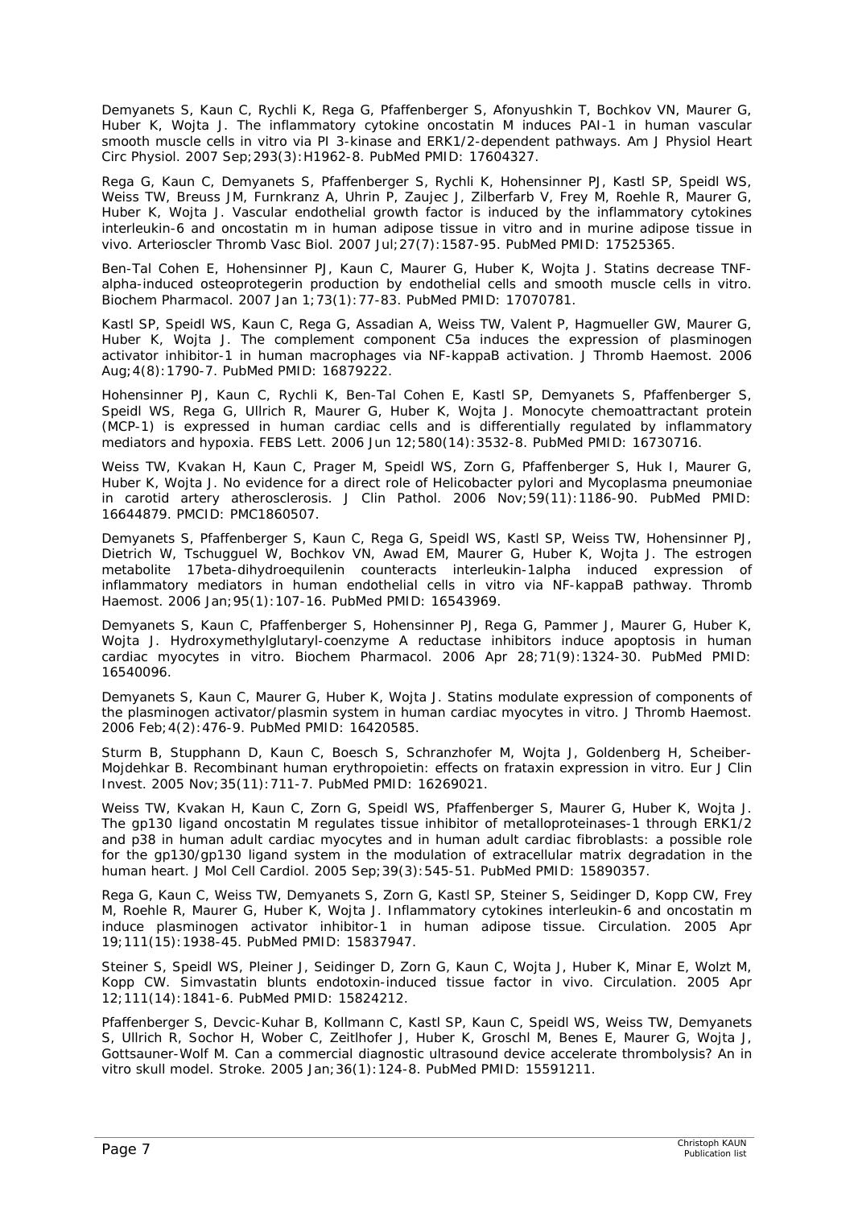Demyanets S, Kaun C, Rychli K, Rega G, Pfaffenberger S, Afonyushkin T, Bochkov VN, Maurer G, Huber K, Wojta J. The inflammatory cytokine oncostatin M induces PAI-1 in human vascular smooth muscle cells in vitro via PI 3-kinase and ERK1/2-dependent pathways. Am J Physiol Heart Circ Physiol. 2007 Sep;293(3):H1962-8. PubMed PMID: 17604327.

Rega G, Kaun C, Demyanets S, Pfaffenberger S, Rychli K, Hohensinner PJ, Kastl SP, Speidl WS, Weiss TW, Breuss JM, Furnkranz A, Uhrin P, Zaujec J, Zilberfarb V, Frey M, Roehle R, Maurer G, Huber K, Wojta J. Vascular endothelial growth factor is induced by the inflammatory cytokines interleukin-6 and oncostatin m in human adipose tissue in vitro and in murine adipose tissue in vivo. Arterioscler Thromb Vasc Biol. 2007 Jul;27(7):1587-95. PubMed PMID: 17525365.

Ben-Tal Cohen E, Hohensinner PJ, Kaun C, Maurer G, Huber K, Wojta J. Statins decrease TNF-alpha-induced osteoprotegerin production by endothelial cells and smooth muscle cells in vitro. Biochem Pharmacol. 2007 Jan 1;73(1):77-83. PubMed PMID: 17070781.

Kastl SP, Speidl WS, Kaun C, Rega G, Assadian A, Weiss TW, Valent P, Hagmueller GW, Maurer G, Huber K, Wojta J. The complement component C5a induces the expression of plasminogen activator inhibitor-1 in human macrophages via NF-kappaB activation. J Thromb Haemost. 2006 Aug;4(8):1790-7. PubMed PMID: 16879222.

Hohensinner PJ, Kaun C, Rychli K, Ben-Tal Cohen E, Kastl SP, Demyanets S, Pfaffenberger S, Speidl WS, Rega G, Ullrich R, Maurer G, Huber K, Wojta J. Monocyte chemoattractant protein (MCP-1) is expressed in human cardiac cells and is differentially regulated by inflammatory mediators and hypoxia. FEBS Lett. 2006 Jun 12;580(14):3532-8. PubMed PMID: 16730716.

Weiss TW, Kvakan H, Kaun C, Prager M, Speidl WS, Zorn G, Pfaffenberger S, Huk I, Maurer G, Huber K, Wojta J. No evidence for a direct role of Helicobacter pylori and Mycoplasma pneumoniae in carotid artery atherosclerosis. J Clin Pathol. 2006 Nov;59(11):1186-90. PubMed PMID: 16644879. PMCID: PMC1860507.

Demyanets S, Pfaffenberger S, Kaun C, Rega G, Speidl WS, Kastl SP, Weiss TW, Hohensinner PJ, Dietrich W, Tschugguel W, Bochkov VN, Awad EM, Maurer G, Huber K, Wojta J. The estrogen metabolite 17beta-dihydroequilenin counteracts interleukin-1alpha induced expression of inflammatory mediators in human endothelial cells in vitro via NF-kappaB pathway. Thromb Haemost. 2006 Jan;95(1):107-16. PubMed PMID: 16543969.

Demyanets S, Kaun C, Pfaffenberger S, Hohensinner PJ, Rega G, Pammer J, Maurer G, Huber K, Wojta J. Hydroxymethylglutaryl-coenzyme A reductase inhibitors induce apoptosis in human cardiac myocytes in vitro. Biochem Pharmacol. 2006 Apr 28;71(9):1324-30. PubMed PMID: 16540096.

Demyanets S, Kaun C, Maurer G, Huber K, Wojta J. Statins modulate expression of components of the plasminogen activator/plasmin system in human cardiac myocytes in vitro. J Thromb Haemost. 2006 Feb;4(2):476-9. PubMed PMID: 16420585.

Sturm B, Stupphann D, Kaun C, Boesch S, Schranzhofer M, Wojta J, Goldenberg H, Scheiber-Mojdehkar B. Recombinant human erythropoietin: effects on frataxin expression in vitro. Eur J Clin Invest. 2005 Nov;35(11):711-7. PubMed PMID: 16269021.

Weiss TW, Kvakan H, Kaun C, Zorn G, Speidl WS, Pfaffenberger S, Maurer G, Huber K, Wojta J. The gp130 ligand oncostatin M regulates tissue inhibitor of metalloproteinases-1 through ERK1/2 and p38 in human adult cardiac myocytes and in human adult cardiac fibroblasts: a possible role for the gp130/gp130 ligand system in the modulation of extracellular matrix degradation in the human heart. J Mol Cell Cardiol. 2005 Sep;39(3):545-51. PubMed PMID: 15890357.

Rega G, Kaun C, Weiss TW, Demyanets S, Zorn G, Kastl SP, Steiner S, Seidinger D, Kopp CW, Frey M, Roehle R, Maurer G, Huber K, Wojta J. Inflammatory cytokines interleukin-6 and oncostatin m induce plasminogen activator inhibitor-1 in human adipose tissue. Circulation. 2005 Apr 19;111(15):1938-45. PubMed PMID: 15837947.

Steiner S, Speidl WS, Pleiner J, Seidinger D, Zorn G, Kaun C, Wojta J, Huber K, Minar E, Wolzt M, Kopp CW. Simvastatin blunts endotoxin-induced tissue factor in vivo. Circulation. 2005 Apr 12;111(14):1841-6. PubMed PMID: 15824212.

Pfaffenberger S, Devcic-Kuhar B, Kollmann C, Kastl SP, Kaun C, Speidl WS, Weiss TW, Demyanets S, Ullrich R, Sochor H, Wober C, Zeitlhofer J, Huber K, Groschl M, Benes E, Maurer G, Wojta J, Gottsauner-Wolf M. Can a commercial diagnostic ultrasound device accelerate thrombolysis? An in vitro skull model. Stroke. 2005 Jan;36(1):124-8. PubMed PMID: 15591211.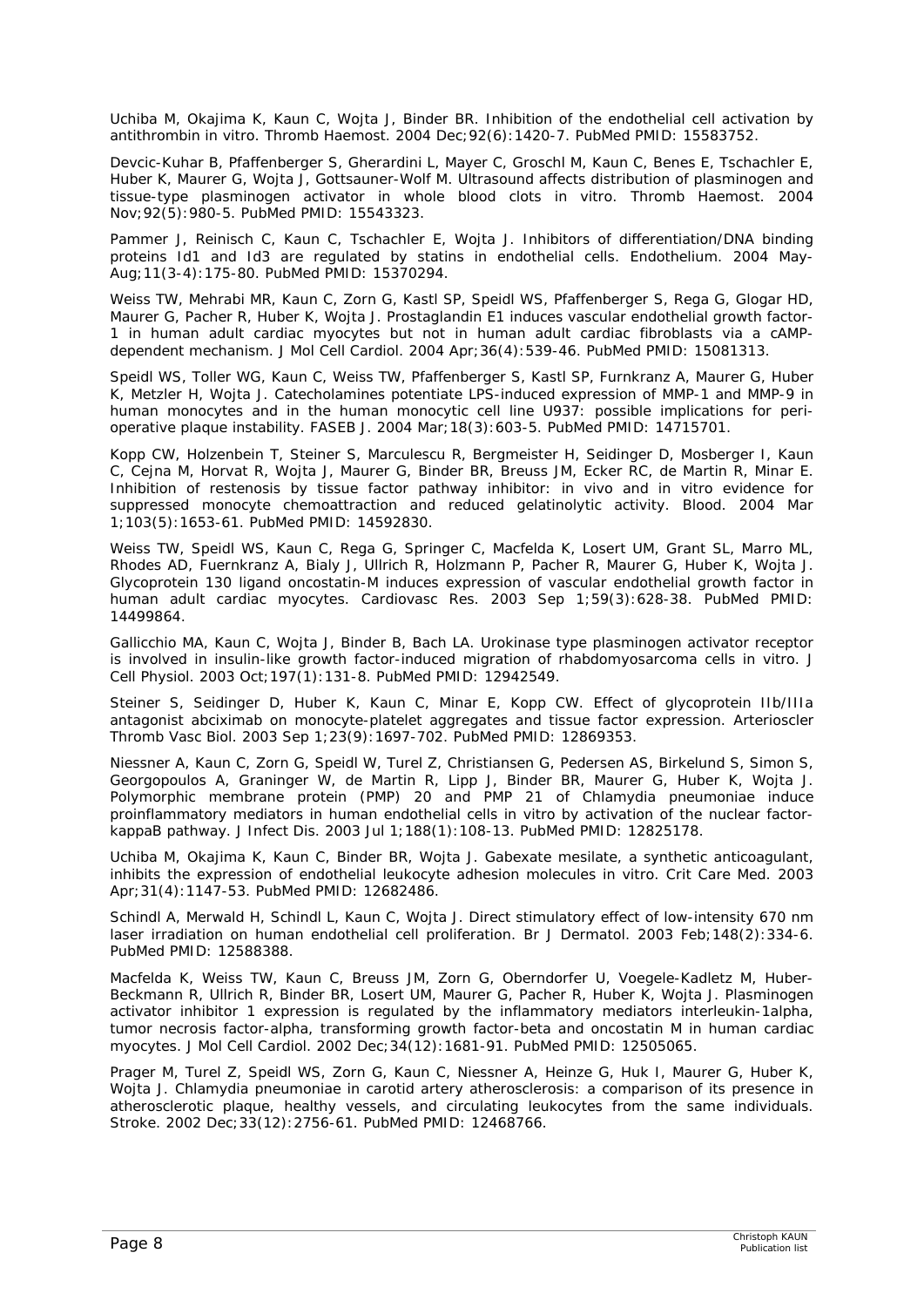Uchiba M, Okajima K, Kaun C, Wojta J, Binder BR. Inhibition of the endothelial cell activation by antithrombin in vitro. Thromb Haemost. 2004 Dec;92(6):1420-7. PubMed PMID: 15583752.

Devcic-Kuhar B, Pfaffenberger S, Gherardini L, Mayer C, Groschl M, Kaun C, Benes E, Tschachler E, Huber K, Maurer G, Wojta J, Gottsauner-Wolf M. Ultrasound affects distribution of plasminogen and tissue-type plasminogen activator in whole blood clots in vitro. Thromb Haemost. 2004 Nov;92(5):980-5. PubMed PMID: 15543323.

Pammer J, Reinisch C, Kaun C, Tschachler E, Wojta J. Inhibitors of differentiation/DNA binding proteins Id1 and Id3 are regulated by statins in endothelial cells. Endothelium. 2004 May-Aug;11(3-4):175-80. PubMed PMID: 15370294.

Weiss TW, Mehrabi MR, Kaun C, Zorn G, Kastl SP, Speidl WS, Pfaffenberger S, Rega G, Glogar HD, Maurer G, Pacher R, Huber K, Wojta J. Prostaglandin E1 induces vascular endothelial growth factor-1 in human adult cardiac myocytes but not in human adult cardiac fibroblasts via a cAMP-dependent mechanism. J Mol Cell Cardiol. 2004 Apr;36(4):539-46. PubMed PMID: 15081313.

Speidl WS, Toller WG, Kaun C, Weiss TW, Pfaffenberger S, Kastl SP, Furnkranz A, Maurer G, Huber K, Metzler H, Wojta J. Catecholamines potentiate LPS-induced expression of MMP-1 and MMP-9 in human monocytes and in the human monocytic cell line U937: possible implications for peri-operative plaque instability. FASEB J. 2004 Mar;18(3):603-5. PubMed PMID: 14715701.

Kopp CW, Holzenbein T, Steiner S, Marculescu R, Bergmeister H, Seidinger D, Mosberger I, Kaun C, Cejna M, Horvat R, Wojta J, Maurer G, Binder BR, Breuss JM, Ecker RC, de Martin R, Minar E. Inhibition of restenosis by tissue factor pathway inhibitor: in vivo and in vitro evidence for suppressed monocyte chemoattraction and reduced gelatinolytic activity. Blood. 2004 Mar 1;103(5):1653-61. PubMed PMID: 14592830.

Weiss TW, Speidl WS, Kaun C, Rega G, Springer C, Macfelda K, Losert UM, Grant SL, Marro ML, Rhodes AD, Fuernkranz A, Bialy J, Ullrich R, Holzmann P, Pacher R, Maurer G, Huber K, Wojta J. Glycoprotein 130 ligand oncostatin-M induces expression of vascular endothelial growth factor in human adult cardiac myocytes. Cardiovasc Res. 2003 Sep 1;59(3):628-38. PubMed PMID: 14499864.

Gallicchio MA, Kaun C, Wojta J, Binder B, Bach LA. Urokinase type plasminogen activator receptor is involved in insulin-like growth factor-induced migration of rhabdomyosarcoma cells in vitro. J Cell Physiol. 2003 Oct;197(1):131-8. PubMed PMID: 12942549.

Steiner S, Seidinger D, Huber K, Kaun C, Minar E, Kopp CW. Effect of glycoprotein IIb/IIIa antagonist abciximab on monocyte-platelet aggregates and tissue factor expression. Arterioscler Thromb Vasc Biol. 2003 Sep 1;23(9):1697-702. PubMed PMID: 12869353.

Niessner A, Kaun C, Zorn G, Speidl W, Turel Z, Christiansen G, Pedersen AS, Birkelund S, Simon S, Georgopoulos A, Graninger W, de Martin R, Lipp J, Binder BR, Maurer G, Huber K, Wojta J. Polymorphic membrane protein (PMP) 20 and PMP 21 of Chlamydia pneumoniae induce proinflammatory mediators in human endothelial cells in vitro by activation of the nuclear factor-kappaB pathway. J Infect Dis. 2003 Jul 1;188(1):108-13. PubMed PMID: 12825178.

Uchiba M, Okajima K, Kaun C, Binder BR, Wojta J. Gabexate mesilate, a synthetic anticoagulant, inhibits the expression of endothelial leukocyte adhesion molecules in vitro. Crit Care Med. 2003 Apr;31(4):1147-53. PubMed PMID: 12682486.

Schindl A, Merwald H, Schindl L, Kaun C, Wojta J. Direct stimulatory effect of low-intensity 670 nm laser irradiation on human endothelial cell proliferation. Br J Dermatol. 2003 Feb;148(2):334-6. PubMed PMID: 12588388.

Macfelda K, Weiss TW, Kaun C, Breuss JM, Zorn G, Oberndorfer U, Voegele-Kadletz M, Huber-Beckmann R, Ullrich R, Binder BR, Losert UM, Maurer G, Pacher R, Huber K, Wojta J. Plasminogen activator inhibitor 1 expression is regulated by the inflammatory mediators interleukin-1alpha, tumor necrosis factor-alpha, transforming growth factor-beta and oncostatin M in human cardiac myocytes. J Mol Cell Cardiol. 2002 Dec;34(12):1681-91. PubMed PMID: 12505065.

Prager M, Turel Z, Speidl WS, Zorn G, Kaun C, Niessner A, Heinze G, Huk I, Maurer G, Huber K, Wojta J. Chlamydia pneumoniae in carotid artery atherosclerosis: a comparison of its presence in atherosclerotic plaque, healthy vessels, and circulating leukocytes from the same individuals. Stroke. 2002 Dec;33(12):2756-61. PubMed PMID: 12468766.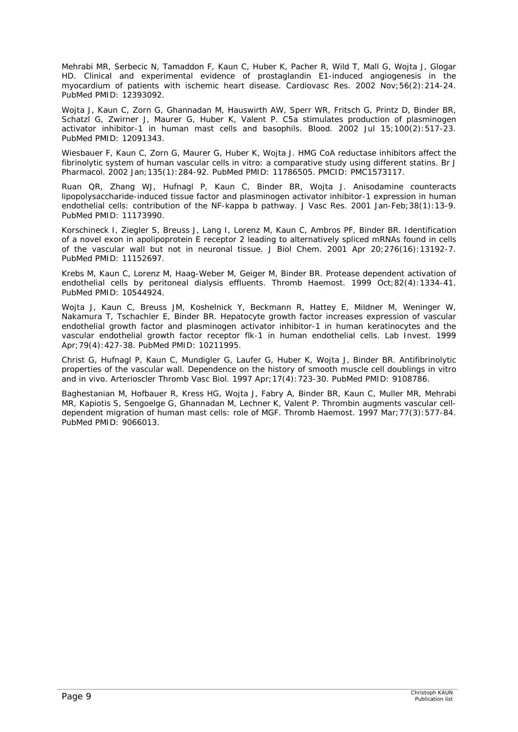Mehrabi MR, Serbecic N, Tamaddon F, Kaun C, Huber K, Pacher R, Wild T, Mall G, Wojta J, Glogar HD. Clinical and experimental evidence of prostaglandin E1-induced angiogenesis in the myocardium of patients with ischemic heart disease. Cardiovasc Res. 2002 Nov;56(2):214-24. PubMed PMID: 12393092.

Wojta J, Kaun C, Zorn G, Ghannadan M, Hauswirth AW, Sperr WR, Fritsch G, Printz D, Binder BR, Schatzl G, Zwirner J, Maurer G, Huber K, Valent P. C5a stimulates production of plasminogen activator inhibitor-1 in human mast cells and basophils. Blood. 2002 Jul 15;100(2):517-23. PubMed PMID: 12091343.

Wiesbauer F, Kaun C, Zorn G, Maurer G, Huber K, Wojta J. HMG CoA reductase inhibitors affect the fibrinolytic system of human vascular cells in vitro: a comparative study using different statins. Br J Pharmacol. 2002 Jan;135(1):284-92. PubMed PMID: 11786505. PMCID: PMC1573117.

Ruan QR, Zhang WJ, Hufnagl P, Kaun C, Binder BR, Wojta J. Anisodamine counteracts lipopolysaccharide-induced tissue factor and plasminogen activator inhibitor-1 expression in human endothelial cells: contribution of the NF-kappa b pathway. J Vasc Res. 2001 Jan-Feb;38(1):13-9. PubMed PMID: 11173990.

Korschineck I, Ziegler S, Breuss J, Lang I, Lorenz M, Kaun C, Ambros PF, Binder BR. Identification of a novel exon in apolipoprotein E receptor 2 leading to alternatively spliced mRNAs found in cells of the vascular wall but not in neuronal tissue. J Biol Chem. 2001 Apr 20;276(16):13192-7. PubMed PMID: 11152697.

Krebs M, Kaun C, Lorenz M, Haag-Weber M, Geiger M, Binder BR. Protease dependent activation of endothelial cells by peritoneal dialysis effluents. Thromb Haemost. 1999 Oct;82(4):1334-41. PubMed PMID: 10544924.

Wojta J, Kaun C, Breuss JM, Koshelnick Y, Beckmann R, Hattey E, Mildner M, Weninger W, Nakamura T, Tschachler E, Binder BR. Hepatocyte growth factor increases expression of vascular endothelial growth factor and plasminogen activator inhibitor-1 in human keratinocytes and the vascular endothelial growth factor receptor flk-1 in human endothelial cells. Lab Invest. 1999 Apr;79(4):427-38. PubMed PMID: 10211995.

Christ G, Hufnagl P, Kaun C, Mundigler G, Laufer G, Huber K, Wojta J, Binder BR. Antifibrinolytic properties of the vascular wall. Dependence on the history of smooth muscle cell doublings in vitro and in vivo. Arterioscler Thromb Vasc Biol. 1997 Apr;17(4):723-30. PubMed PMID: 9108786.

Baghestanian M, Hofbauer R, Kress HG, Wojta J, Fabry A, Binder BR, Kaun C, Muller MR, Mehrabi MR, Kapiotis S, Sengoelge G, Ghannadan M, Lechner K, Valent P. Thrombin augments vascular cell-dependent migration of human mast cells: role of MGF. Thromb Haemost. 1997 Mar;77(3):577-84. PubMed PMID: 9066013.